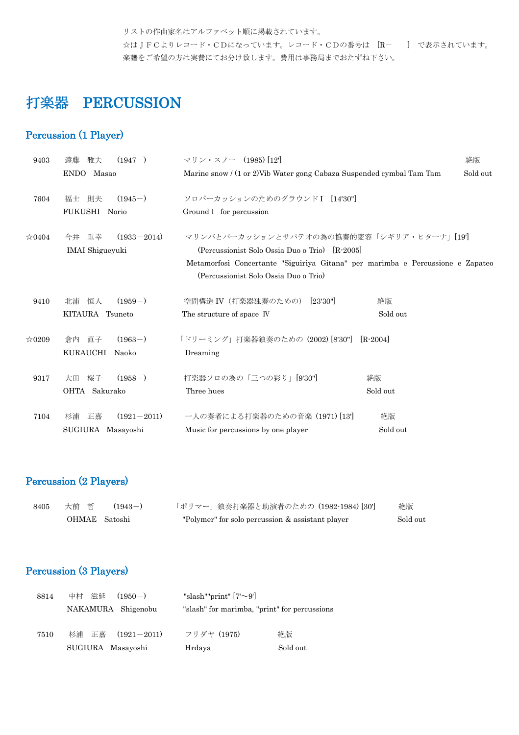リストの作曲家名はアルファベット順に掲載されています。
☆はＪＦＣよりレコード・ＣＤになっています。レコード・ＣＤの番号は ［R－　　］ で表示されています。
楽譜をご希望の方は実費にてお分け致します。費用は事務局までおたずね下さい。

# 打楽器　PERCUSSION

## Percussion (1 Player)

| | | | |
|---|---|---|---|
| 9403 | 遠藤　雅夫　（1947－）<br>ENDO　Masao | マリン・スノー　(1985) [12']<br>Marine snow / (1 or 2)Vib Water gong Cabaza Suspended cymbal Tam Tam | 絶版<br>Sold out |
| 7604 | 福士　則夫　（1945－）<br>FUKUSHI　Norio | ソロパーカッションのためのグラウンドⅠ　[14'30"]<br>Ground Ⅰ　for percussion | |
| ☆0404 | 今井　重幸　（1933－2014）<br>IMAI Shigueyuki | マリンバとパーカッションとサパテオの為の協奏的変容「シギリア・ヒターナ」[19']<br>(Percussionist Solo Ossia Duo o Trio)　[R-2005]<br>Metamorfosi Concertante "Siguiriya Gitana" per marimba e Percussione e Zapateo<br>(Percussionist Solo Ossia Duo o Trio) | |
| 9410 | 北浦　恒人　（1959－）<br>KITAURA　Tsuneto | 空間構造 IV（打楽器独奏のための）　[23'30"]<br>The structure of space Ⅳ | 絶版<br>Sold out |
| ☆0209 | 倉内　直子　（1963－）<br>KURAUCHI　Naoko | 「ドリーミング」打楽器独奏のための (2002) [8'30"]　[R-2004]<br>Dreaming | |
| 9317 | 大田　桜子　（1958－）<br>OHTA　Sakurako | 打楽器ソロの為の「三つの彩り」[9'30"]<br>Three hues | 絶版<br>Sold out |
| 7104 | 杉浦　正嘉　（1921－2011）<br>SUGIURA　Masayoshi | 一人の奏者による打楽器のための音楽 (1971) [13']<br>Music for percussions by one player | 絶版<br>Sold out |

## Percussion (2 Players)

| | | | |
|---|---|---|---|
| 8405 | 大前　哲　（1943－）<br>OHMAE　Satoshi | 「ポリマー」独奏打楽器と助演者のための (1982-1984) [30']<br>"Polymer" for solo percussion & assistant player | 絶版<br>Sold out |

## Percussion (3 Players)

| | | | |
|---|---|---|---|
| 8814 | 中村　滋延　（1950－）<br>NAKAMURA　Shigenobu | "slash""print" [7'～9']<br>"slash" for marimba, "print" for percussions | |
| 7510 | 杉浦　正嘉　（1921－2011）<br>SUGIURA　Masayoshi | フリダヤ (1975)<br>Hrdaya | 絶版<br>Sold out |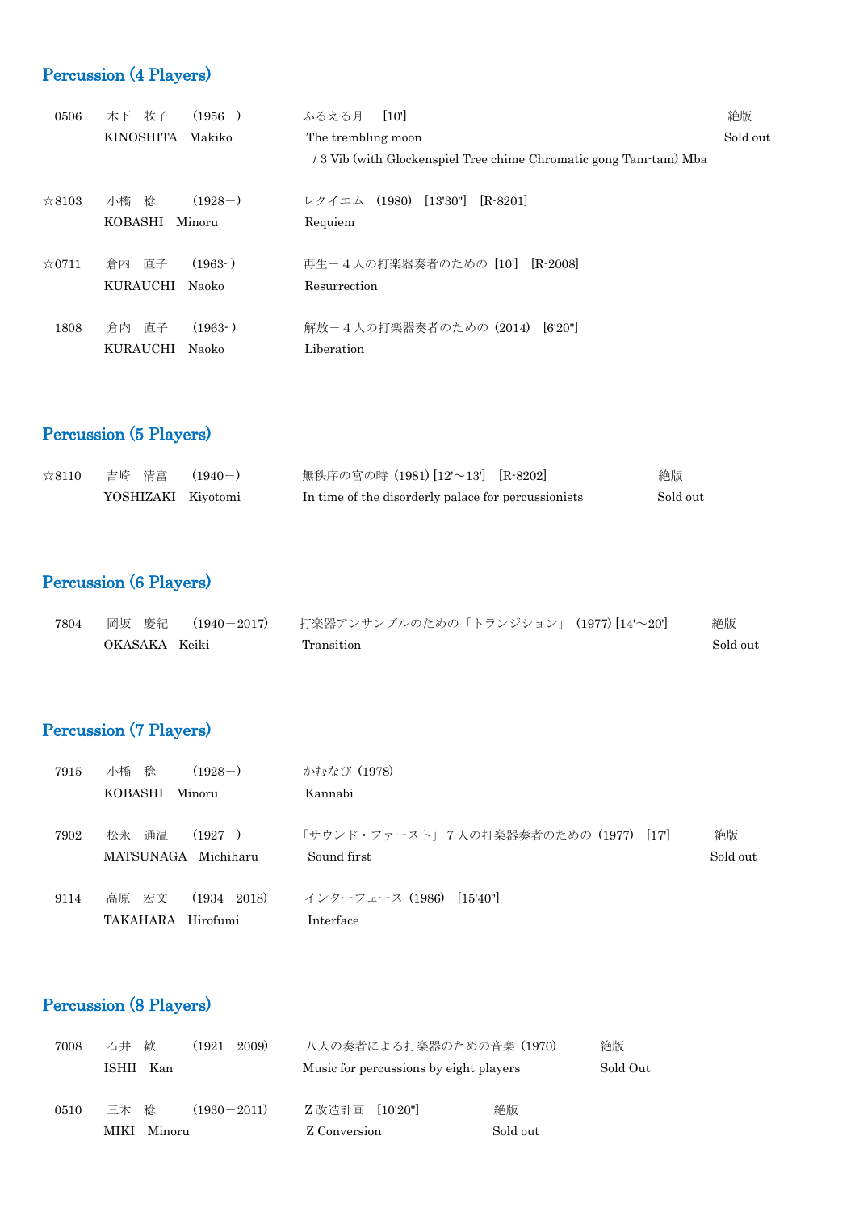## Percussion (4 Players)

| | | | |
|---|---|---|---|
| 0506 | 木下　牧子　(1956－)<br>KINOSHITA　Makiko | ふるえる月　[10']<br>The trembling moon<br>/ 3 Vib (with Glockenspiel Tree chime Chromatic gong Tam-tam) Mba | 絶版<br>Sold out |
| ☆8103 | 小橋　稔　(1928－)<br>KOBASHI　Minoru | レクイエム　(1980)　[13'30"]　[R-8201]<br>Requiem | |
| ☆0711 | 倉内　直子　(1963- )<br>KURAUCHI　Naoko | 再生－４人の打楽器奏者のための [10']　[R-2008]<br>Resurrection | |
| 1808 | 倉内　直子　(1963- )<br>KURAUCHI　Naoko | 解放－４人の打楽器奏者のための (2014)　[6'20"]<br>Liberation | |

## Percussion (5 Players)

| | | | |
|---|---|---|---|
| ☆8110 | 吉崎　清富　(1940－)<br>YOSHIZAKI　Kiyotomi | 無秩序の宮の時 (1981) [12'～13']　[R-8202]<br>In time of the disorderly palace for percussionists | 絶版<br>Sold out |

## Percussion (6 Players)

| | | | |
|---|---|---|---|
| 7804 | 岡坂　慶紀　(1940－2017)<br>OKASAKA　Keiki | 打楽器アンサンブルのための「トランジション」 (1977) [14'～20']<br>Transition | 絶版<br>Sold out |

## Percussion (7 Players)

| | | | |
|---|---|---|---|
| 7915 | 小橋　稔　(1928－)<br>KOBASHI　Minoru | かむなび (1978)<br>Kannabi | |
| 7902 | 松永　通温　(1927－)<br>MATSUNAGA　Michiharu | 「サウンド・ファースト」 7 人の打楽器奏者のための (1977)　[17']<br>Sound first | 絶版<br>Sold out |
| 9114 | 高原　宏文　(1934－2018)<br>TAKAHARA　Hirofumi | インターフェース (1986)　[15'40"]<br>Interface | |

## Percussion (8 Players)

| | | | |
|---|---|---|---|
| 7008 | 石井　歓　(1921－2009)<br>ISHII　Kan | 八人の奏者による打楽器のための音楽 (1970)<br>Music for percussions by eight players | 絶版<br>Sold Out |
| 0510 | 三木　稔　(1930－2011)<br>MIKI　Minoru | Z 改造計画　[10'20"]<br>Z Conversion | 絶版<br>Sold out |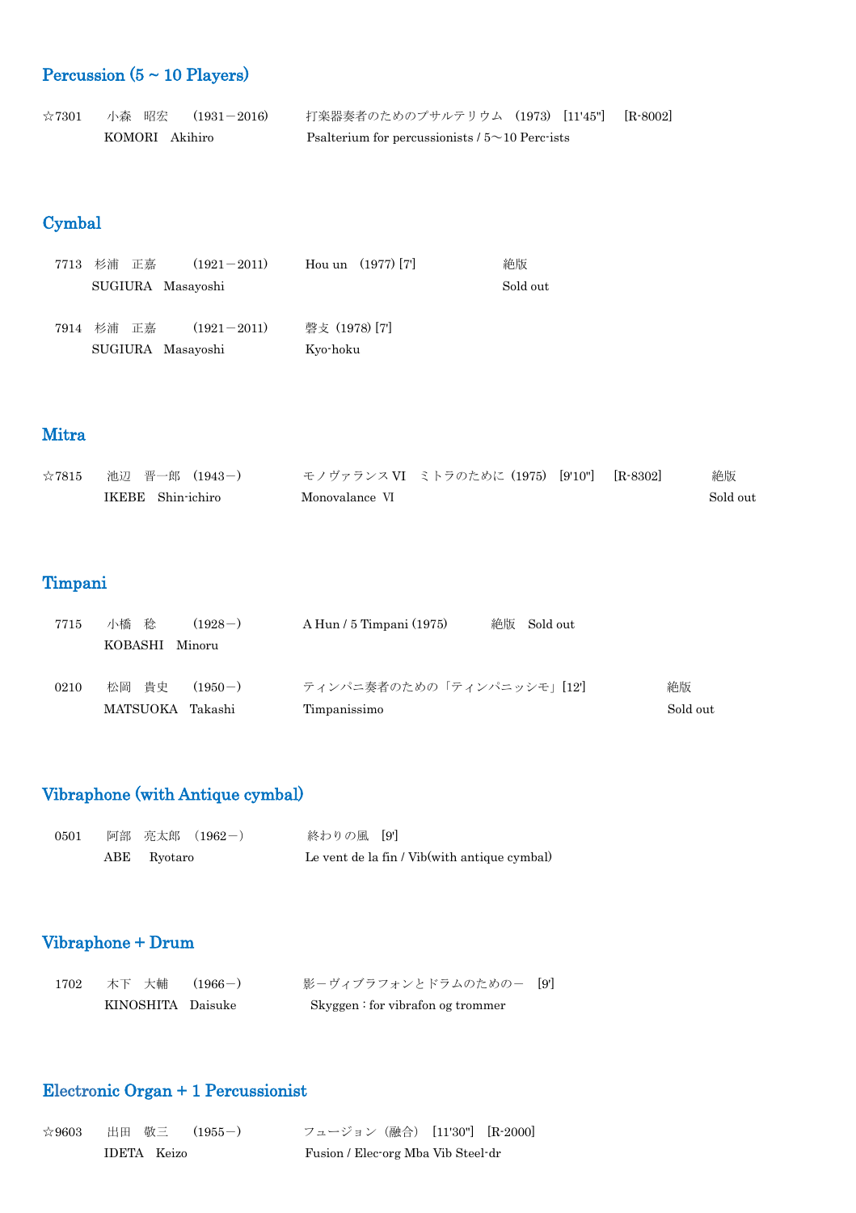## Percussion (5 ~ 10 Players)

☆7301　小森　昭宏　(1931－2016)　打楽器奏者のためのプサルテリウム　(1973)　[11'45"]　[R-8002]
KOMORI　Akihiro　Psalterium for percussionists / 5～10 Perc-ists

## Cymbal

7713　杉浦　正嘉　(1921－2011)　Hou un　(1977) [7']　絶版
SUGIURA　Masayoshi　Sold out

7914　杉浦　正嘉　(1921－2011)　磬攴 (1978) [7']
SUGIURA　Masayoshi　Kyo-hoku

## Mitra

☆7815　池辺　晋一郎　(1943－)　モノヴァランス VI　ミトラのために (1975)　[9'10"]　[R-8302]　絶版
IKEBE　Shin-ichiro　Monovalance Ⅵ　Sold out

## Timpani

7715　小橋　稔　(1928－)　A Hun / 5 Timpani (1975)　絶版　Sold out
KOBASHI　Minoru

0210　松岡　貴史　(1950－)　ティンパニ奏者のための「ティンパニッシモ」[12']　絶版
MATSUOKA　Takashi　Timpanissimo　Sold out

## Vibraphone (with Antique cymbal)

0501　阿部　亮太郎　(1962－)　終わりの風　[9']
ABE　Ryotaro　Le vent de la fin / Vib(with antique cymbal)

## Vibraphone + Drum

1702　木下　大輔　(1966－)　影－ヴィブラフォンとドラムのための－　[9']
KINOSHITA　Daisuke　Skyggen : for vibrafon og trommer

## Electronic Organ + 1 Percussionist

☆9603　出田　敬三　(1955－)　フュージョン（融合）　[11'30"]　[R-2000]
IDETA　Keizo　Fusion / Elec-org Mba Vib Steel-dr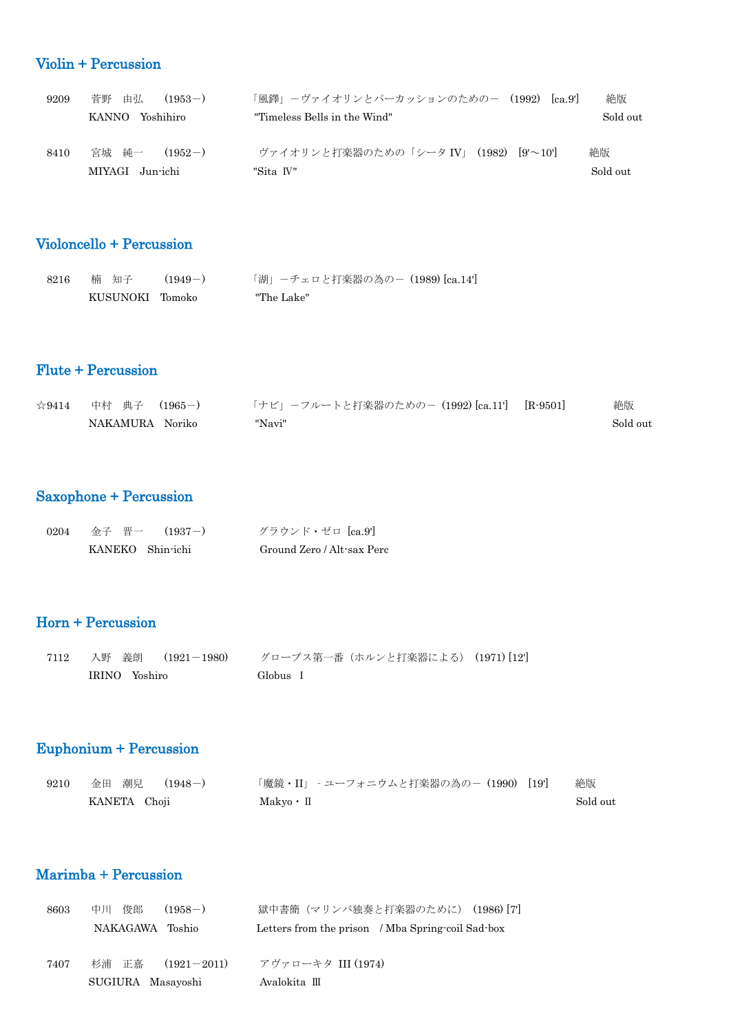## Violin + Percussion

9209　菅野　由弘　（1953－）　「風鐸」－ヴァイオリンとパーカッションのための－（1992）[ca.9']　絶版
KANNO　Yoshihiro　"Timeless Bells in the Wind"　Sold out

8410　宮城　純一　（1952－）　ヴァイオリンと打楽器のための「シータ IV」（1982）[9'～10']　絶版
MIYAGI　Jun-ichi　"Sita Ⅳ"　Sold out

## Violoncello + Percussion

8216　楠　知子　（1949－）　「湖」－チェロと打楽器の為の－（1989) [ca.14']
KUSUNOKI　Tomoko　"The Lake"

## Flute + Percussion

☆9414　中村　典子　（1965－）　「ナビ」－フルートと打楽器のための－（1992) [ca.11']　[R-9501]　絶版
NAKAMURA　Noriko　"Navi"　Sold out

## Saxophone + Percussion

0204　金子　晋一　（1937－）　グラウンド・ゼロ [ca.9']
KANEKO　Shin-ichi　Ground Zero / Alt-sax Perc

## Horn + Percussion

7112　入野　義朗　（1921－1980）　グローブス第一番（ホルンと打楽器による）（1971) [12']
IRINO　Yoshiro　Globus　I

## Euphonium + Percussion

9210　金田　潮兒　（1948－）　「魔鏡・II」－ユーフォニウムと打楽器の為の－（1990）[19']　絶版
KANETA　Choji　Makyo・Ⅱ　Sold out

## Marimba + Percussion

8603　中川　俊郎　（1958－）　獄中書簡（マリンバ独奏と打楽器のために）（1986) [7']
NAKAGAWA　Toshio　Letters from the prison　/ Mba Spring-coil Sad-box

7407　杉浦　正嘉　（1921－2011）　アヴァローキタ III (1974)
SUGIURA　Masayoshi　Avalokita Ⅲ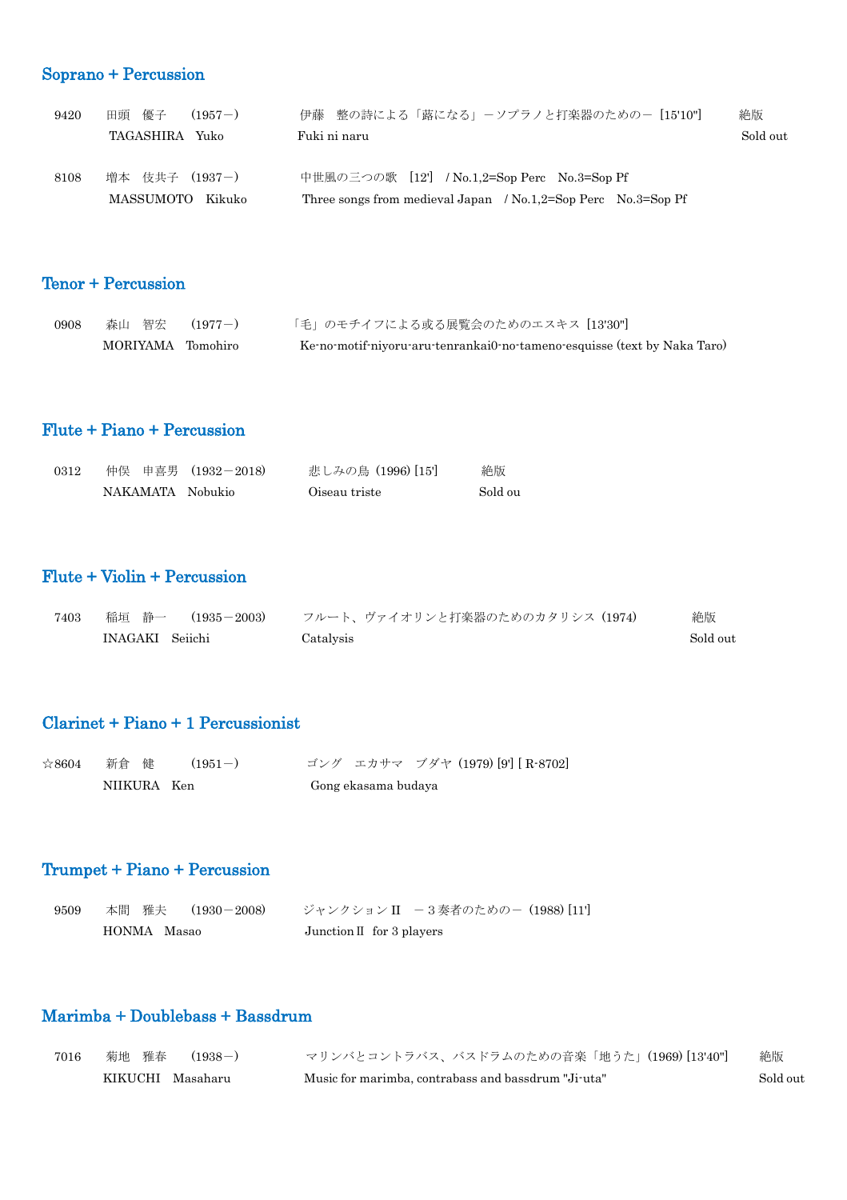## Soprano + Percussion

| | | | |
|---|---|---|---|
| 9420 | 田頭　優子　（1957－）<br>TAGASHIRA　Yuko | 伊藤　整の詩による「蕗になる」－ソプラノと打楽器のための－ [15'10"]<br>Fuki ni naru | 絶版<br>Sold out |
| 8108 | 増本　伎共子　(1937－)<br>MASSUMOTO　Kikuko | 中世風の三つの歌　[12']　/ No.1,2=Sop Perc　No.3=Sop Pf<br>Three songs from medieval Japan　/ No.1,2=Sop Perc　No.3=Sop Pf | |

## Tenor + Percussion

| | | |
|---|---|---|
| 0908 | 森山　智宏　（1977－）<br>MORIYAMA　Tomohiro | 「毛」のモチイフによる或る展覧会のためのエスキス [13'30"]<br>Ke-no-motif-niyoru-aru-tenrankai0-no-tameno-esquisse (text by Naka Taro) |

## Flute + Piano + Percussion

| | | | |
|---|---|---|---|
| 0312 | 仲俣　申喜男　(1932－2018)<br>NAKAMATA　Nobukio | 悲しみの鳥 (1996) [15']<br>Oiseau triste | 絶版<br>Sold ou |

## Flute + Violin + Percussion

| | | | |
|---|---|---|---|
| 7403 | 稲垣　静一　(1935－2003)<br>INAGAKI　Seiichi | フルート、ヴァイオリンと打楽器のためのカタリシス (1974)<br>Catalysis | 絶版<br>Sold out |

## Clarinet + Piano + 1 Percussionist

| | | |
|---|---|---|
| ☆8604 | 新倉　健　(1951－)<br>NIIKURA　Ken | ゴング　エカサマ　ブダヤ (1979) [9'] [ R-8702]<br>Gong ekasama budaya |

## Trumpet + Piano + Percussion

| | | |
|---|---|---|
| 9509 | 本間　雅夫　(1930－2008)<br>HONMA　Masao | ジャンクションⅡ　－３奏者のための－ (1988) [11']<br>JunctionⅡ for 3 players |

## Marimba + Doublebass + Bassdrum

| | | | |
|---|---|---|---|
| 7016 | 菊地　雅春　(1938－)<br>KIKUCHI　Masaharu | マリンバとコントラバス、バスドラムのための音楽「地うた」(1969) [13'40"]<br>Music for marimba, contrabass and bassdrum "Ji-uta" | 絶版<br>Sold out |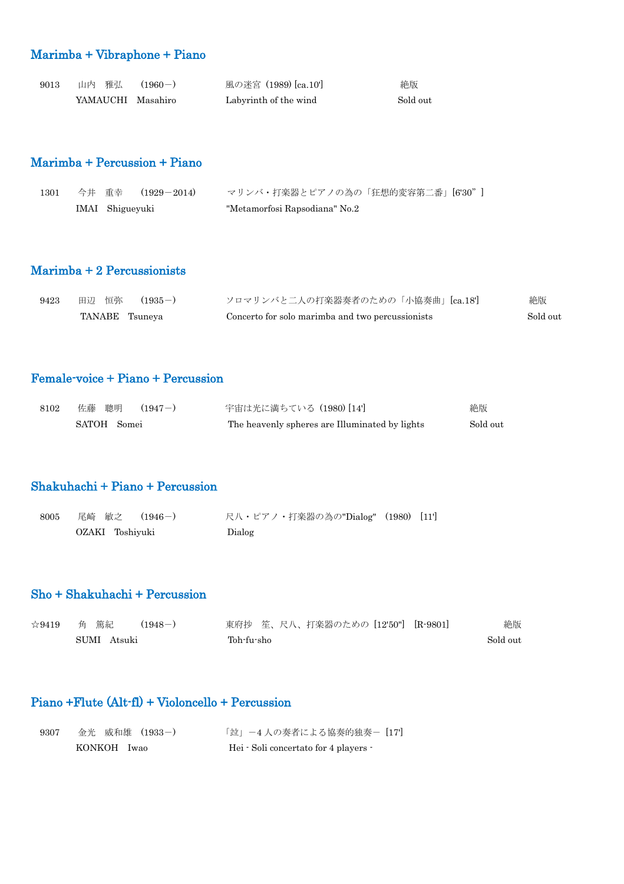## Marimba + Vibraphone + Piano

| | | | |
|---|---|---|---|
| 9013 | 山内　雅弘　（1960－）<br>YAMAUCHI　Masahiro | 風の迷宮（1989) [ca.10']<br>Labyrinth of the wind | 絶版<br>Sold out |

## Marimba + Percussion + Piano

| | | | |
|---|---|---|---|
| 1301 | 今井　重幸　（1929－2014）<br>IMAI　Shigueyuki | マリンバ・打楽器とピアノの為の「狂想的変容第二番」[6'30"]<br>"Metamorfosi Rapsodiana" No.2 | |

## Marimba + 2 Percussionists

| | | | |
|---|---|---|---|
| 9423 | 田辺　恒弥　（1935－）<br>TANABE　Tsuneya | ソロマリンバと二人の打楽器奏者のための「小協奏曲」[ca.18']<br>Concerto for solo marimba and two percussionists | 絶版<br>Sold out |

## Female-voice + Piano + Percussion

| | | | |
|---|---|---|---|
| 8102 | 佐藤　聰明　（1947－）<br>SATOH　Somei | 宇宙は光に満ちている（1980) [14']<br>The heavenly spheres are Illuminated by lights | 絶版<br>Sold out |

## Shakuhachi + Piano + Percussion

| | | | |
|---|---|---|---|
| 8005 | 尾崎　敏之　（1946－）<br>OZAKI　Toshiyuki | 尺八・ピアノ・打楽器の為の"Dialog"　(1980)　[11']<br>Dialog | |

## Sho + Shakuhachi + Percussion

| | | | |
|---|---|---|---|
| ☆9419 | 角　篤紀　（1948－）<br>SUMI　Atsuki | 東府抄　笙、尺八、打楽器のための［12'50"］［R-9801]<br>Toh-fu-sho | 絶版<br>Sold out |

## Piano +Flute (Alt-fl) + Violoncello + Percussion

| | | | |
|---|---|---|---|
| 9307 | 金光　威和雄　(1933－)<br>KONKOH　Iwao | 「竝」－4人の奏者による協奏的独奏－［17']<br>Hei - Soli concertato for 4 players - | |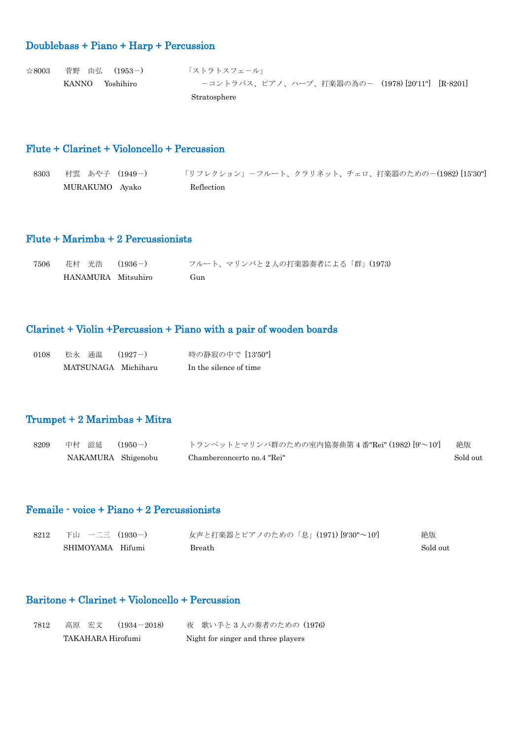## Doublebass + Piano + Harp + Percussion

| | | |
|---|---|---|
| ☆8003 | 菅野　由弘　(1953－)<br>KANNO　Yoshihiro | 「ストラトスフェール」<br>－コントラバス、ピアノ、ハープ、打楽器の為の－　(1978) [20'11"]　[R-8201]<br>Stratosphere |

## Flute + Clarinet + Violoncello + Percussion

| | | |
|---|---|---|
| 8303 | 村雲　あや子　(1949－)<br>MURAKUMO　Ayako | 「リフレクション」－フルート、クラリネット、チェロ、打楽器のための－(1982) [15'30"]<br>Reflection |

## Flute + Marimba + 2 Percussionists

| | | |
|---|---|---|
| 7506 | 花村　光浩　(1936－)<br>HANAMURA　Mitsuhiro | フルート、マリンバと 2 人の打楽器奏者による「群」(1973)<br>Gun |

## Clarinet + Violin +Percussion + Piano with a pair of wooden boards

| | | |
|---|---|---|
| 0108 | 松永　通温　(1927－)<br>MATSUNAGA　Michiharu | 時の静寂の中で [13'50"]<br>In the silence of time |

## Trumpet + 2 Marimbas + Mitra

| | | | |
|---|---|---|---|
| 8209 | 中村　滋延　(1950－)<br>NAKAMURA　Shigenobu | トランペットとマリンバ群のための室内協奏曲第 4 番"Rei" (1982) [9'～10']<br>Chamberconcerto no.4 "Rei" | 絶版<br>Sold out |

## Femaile - voice + Piano + 2 Percussionists

| | | | |
|---|---|---|---|
| 8212 | 下山　一二三　(1930－)<br>SHIMOYAMA　Hifumi | 女声と打楽器とピアノのための「息」(1971) [9'30"～10']<br>Breath | 絶版<br>Sold out |

## Baritone + Clarinet + Violoncello + Percussion

| | | |
|---|---|---|
| 7812 | 高原　宏文　(1934－2018)<br>TAKAHARA Hirofumi | 夜　歌い手と 3 人の奏者のための (1976)<br>Night for singer and three players |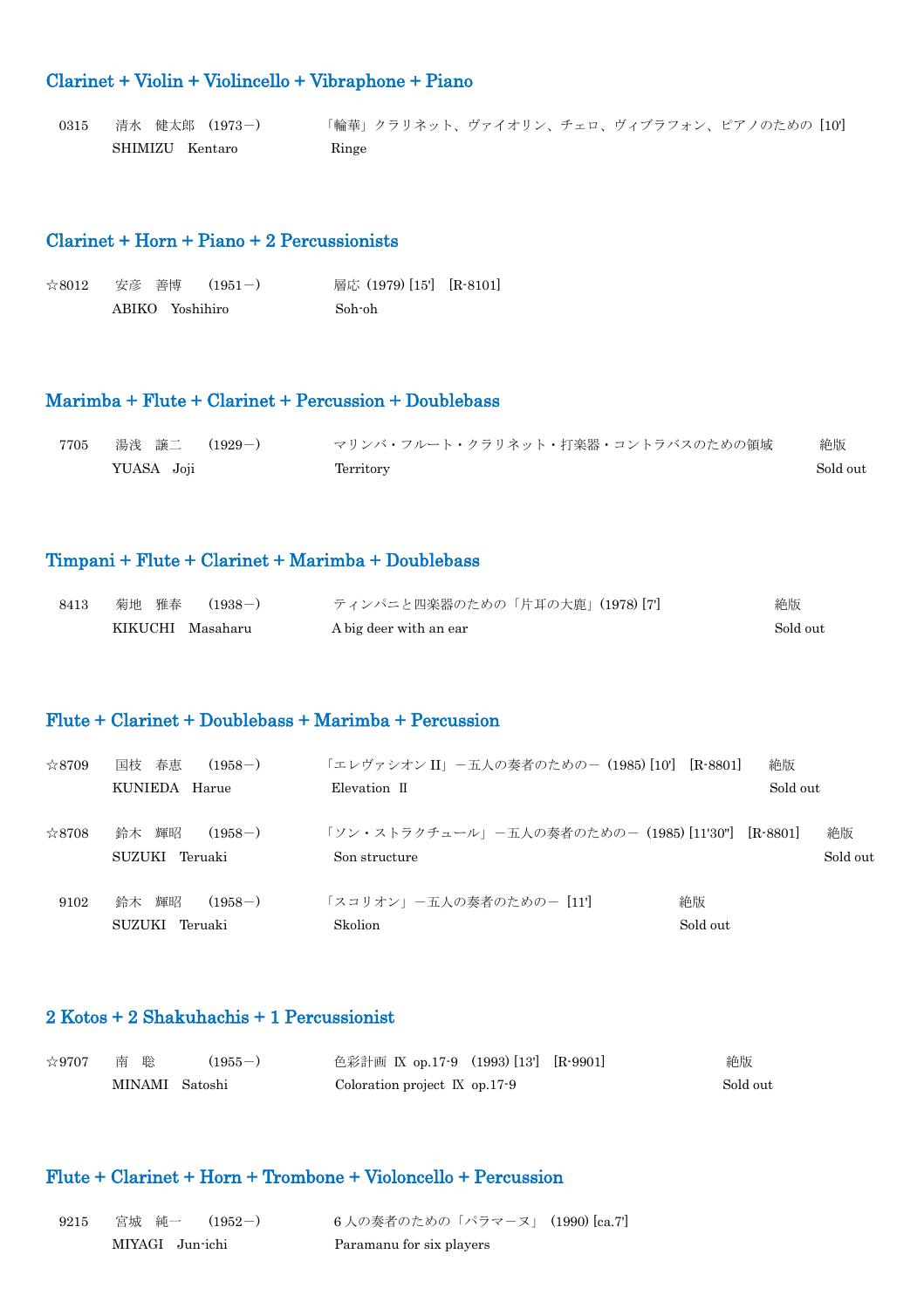## Clarinet + Violin + Violincello + Vibraphone + Piano

0315　清水　健太郎　(1973－)　「輪華」クラリネット、ヴァイオリン、チェロ、ヴィブラフォン、ピアノのための [10']
SHIMIZU　Kentaro　Ringe

## Clarinet + Horn + Piano + 2 Percussionists

☆8012　安彦　善博　(1951－)　層応 (1979) [15']　[R-8101]
ABIKO　Yoshihiro　Soh-oh

## Marimba + Flute + Clarinet + Percussion + Doublebass

7705　湯浅　譲二　(1929－)　マリンバ・フルート・クラリネット・打楽器・コントラバスのための領域　絶版
YUASA　Joji　Territory　Sold out

## Timpani + Flute + Clarinet + Marimba + Doublebass

8413　菊地　雅春　(1938－)　ティンパニと四楽器のための「片耳の大鹿」(1978) [7']　絶版
KIKUCHI　Masaharu　A big deer with an ear　Sold out

## Flute + Clarinet + Doublebass + Marimba + Percussion

☆8709　国枝　春恵　(1958－)　「エレヴァシオン II」－五人の奏者のための－ (1985) [10']　[R-8801]　絶版
KUNIEDA　Harue　Elevation Ⅱ　Sold out

☆8708　鈴木　輝昭　(1958－)　「ソン・ストラクチュール」－五人の奏者のための－ (1985) [11'30"]　[R-8801]　絶版
SUZUKI　Teruaki　Son structure　Sold out

9102　鈴木　輝昭　(1958－)　「スコリオン」－五人の奏者のための－ [11']　絶版
SUZUKI　Teruaki　Skolion　Sold out

## 2 Kotos + 2 Shakuhachis + 1 Percussionist

☆9707　南　聡　(1955－)　色彩計画 Ⅸ op.17-9　(1993) [13']　[R-9901]　絶版
MINAMI　Satoshi　Coloration project Ⅸ op.17-9　Sold out

## Flute + Clarinet + Horn + Trombone + Violoncello + Percussion

9215　宮城　純一　(1952－)　6 人の奏者のための「パラマーヌ」 (1990) [ca.7']
MIYAGI　Jun-ichi　Paramanu for six players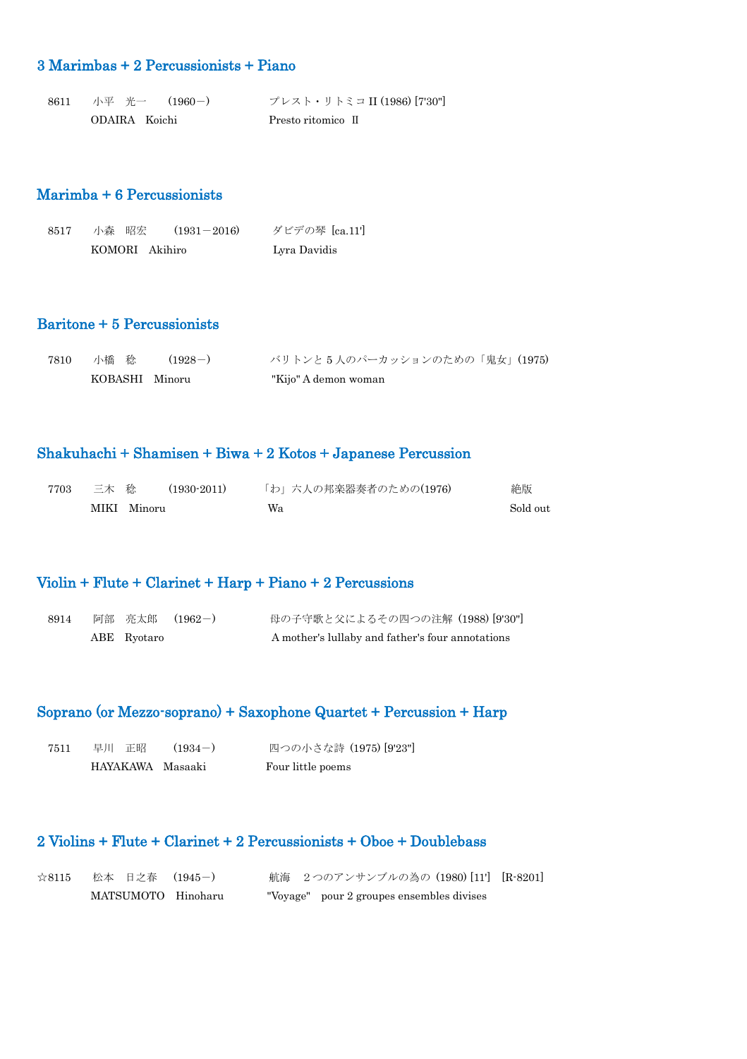## 3 Marimbas + 2 Percussionists + Piano

| | | | |
|---|---|---|---|
| 8611 | 小平　光一　(1960－)<br>ODAIRA　Koichi | プレスト・リトミコ II (1986) [7'30"]<br>Presto ritomico Ⅱ | |

## Marimba + 6 Percussionists

| | | | |
|---|---|---|---|
| 8517 | 小森　昭宏　(1931－2016)<br>KOMORI　Akihiro | ダビデの琴 [ca.11']<br>Lyra Davidis | |

## Baritone + 5 Percussionists

| | | | |
|---|---|---|---|
| 7810 | 小橋　稔　(1928－)<br>KOBASHI　Minoru | バリトンと５人のパーカッションのための「鬼女」(1975)<br>"Kijo" A demon woman | |

## Shakuhachi + Shamisen + Biwa + 2 Kotos + Japanese Percussion

| | | | |
|---|---|---|---|
| 7703 | 三木　稔　(1930-2011)<br>MIKI　Minoru | 「わ」六人の邦楽器奏者のための(1976)<br>Wa | 絶版<br>Sold out |

## Violin + Flute + Clarinet + Harp + Piano + 2 Percussions

| | | | |
|---|---|---|---|
| 8914 | 阿部　亮太郎　(1962－)<br>ABE　Ryotaro | 母の子守歌と父によるその四つの注解 (1988) [9'30"]<br>A mother's lullaby and father's four annotations | |

## Soprano (or Mezzo-soprano) + Saxophone Quartet + Percussion + Harp

| | | | |
|---|---|---|---|
| 7511 | 早川　正昭　(1934－)<br>HAYAKAWA　Masaaki | 四つの小さな詩 (1975) [9'23"]<br>Four little poems | |

## 2 Violins + Flute + Clarinet + 2 Percussionists + Oboe + Doublebass

| | | | |
|---|---|---|---|
| ☆8115 | 松本　日之春　(1945－)<br>MATSUMOTO　Hinoharu | 航海　２つのアンサンブルの為の (1980) [11']　[R-8201]<br>"Voyage"　pour 2 groupes ensembles divises | |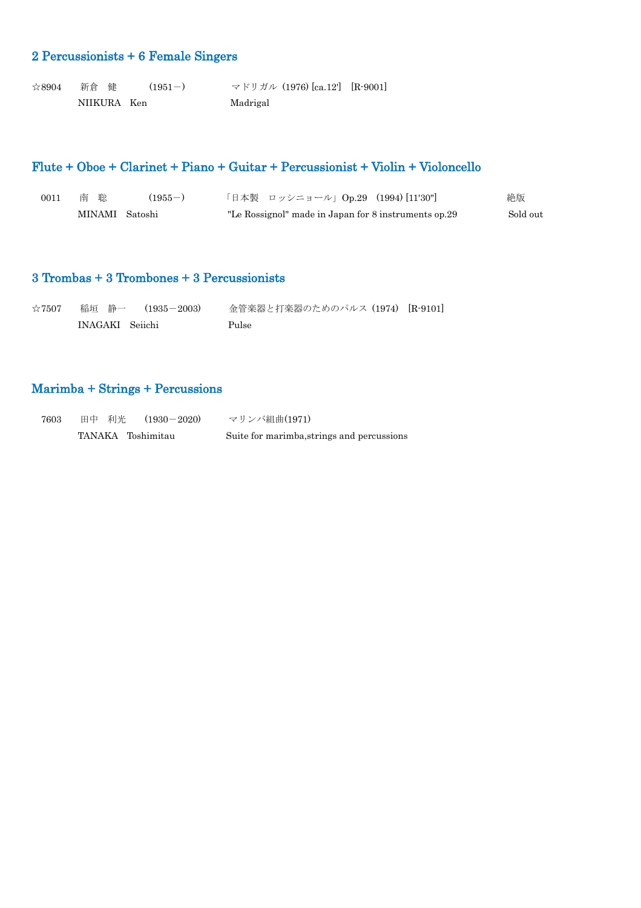## 2 Percussionists + 6 Female Singers

| | | | | |
|---|---|---|---|---|
| ☆8904 | 新倉　健<br>NIIKURA　Ken | (1951－) | マドリガル（1976) [ca.12']　[R-9001]<br>Madrigal | |

## Flute + Oboe + Clarinet + Piano + Guitar + Percussionist + Violin + Violoncello

| | | | | |
|---|---|---|---|---|
| 0011 | 南　聡<br>MINAMI　Satoshi | (1955－) | 「日本製　ロッシニョール」Op.29　(1994) [11'30"]<br>"Le Rossignol" made in Japan for 8 instruments op.29 | 絶版<br>Sold out |

## 3 Trombas + 3 Trombones + 3 Percussionists

| | | | | |
|---|---|---|---|---|
| ☆7507 | 稲垣　静一<br>INAGAKI　Seiichi | (1935－2003) | 金管楽器と打楽器のためのパルス（1974）[R-9101]<br>Pulse | |

## Marimba + Strings + Percussions

| | | | | |
|---|---|---|---|---|
| 7603 | 田中　利光<br>TANAKA　Toshimitau | (1930－2020) | マリンバ組曲(1971)<br>Suite for marimba,strings and percussions | |